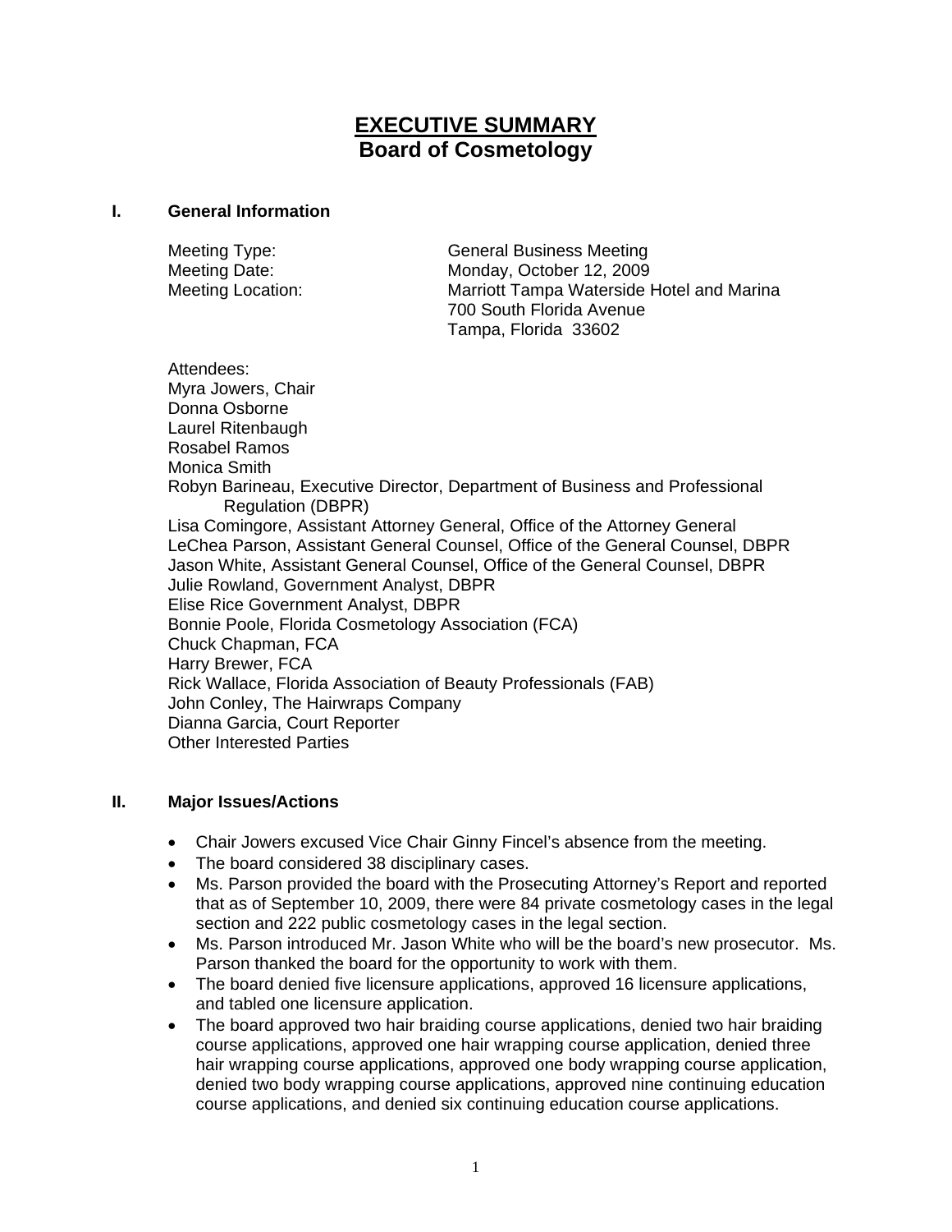# EXECUTIVE SUMMARY
## Board of Cosmetology

### I. General Information

Meeting Type: General Business Meeting
Meeting Date: Monday, October 12, 2009
Meeting Location: Marriott Tampa Waterside Hotel and Marina
700 South Florida Avenue
Tampa, Florida 33602

Attendees:
Myra Jowers, Chair
Donna Osborne
Laurel Ritenbaugh
Rosabel Ramos
Monica Smith
Robyn Barineau, Executive Director, Department of Business and Professional Regulation (DBPR)
Lisa Comingore, Assistant Attorney General, Office of the Attorney General
LeChea Parson, Assistant General Counsel, Office of the General Counsel, DBPR
Jason White, Assistant General Counsel, Office of the General Counsel, DBPR
Julie Rowland, Government Analyst, DBPR
Elise Rice Government Analyst, DBPR
Bonnie Poole, Florida Cosmetology Association (FCA)
Chuck Chapman, FCA
Harry Brewer, FCA
Rick Wallace, Florida Association of Beauty Professionals (FAB)
John Conley, The Hairwraps Company
Dianna Garcia, Court Reporter
Other Interested Parties

### II. Major Issues/Actions

- Chair Jowers excused Vice Chair Ginny Fincel's absence from the meeting.
- The board considered 38 disciplinary cases.
- Ms. Parson provided the board with the Prosecuting Attorney's Report and reported that as of September 10, 2009, there were 84 private cosmetology cases in the legal section and 222 public cosmetology cases in the legal section.
- Ms. Parson introduced Mr. Jason White who will be the board's new prosecutor. Ms. Parson thanked the board for the opportunity to work with them.
- The board denied five licensure applications, approved 16 licensure applications, and tabled one licensure application.
- The board approved two hair braiding course applications, denied two hair braiding course applications, approved one hair wrapping course application, denied three hair wrapping course applications, approved one body wrapping course application, denied two body wrapping course applications, approved nine continuing education course applications, and denied six continuing education course applications.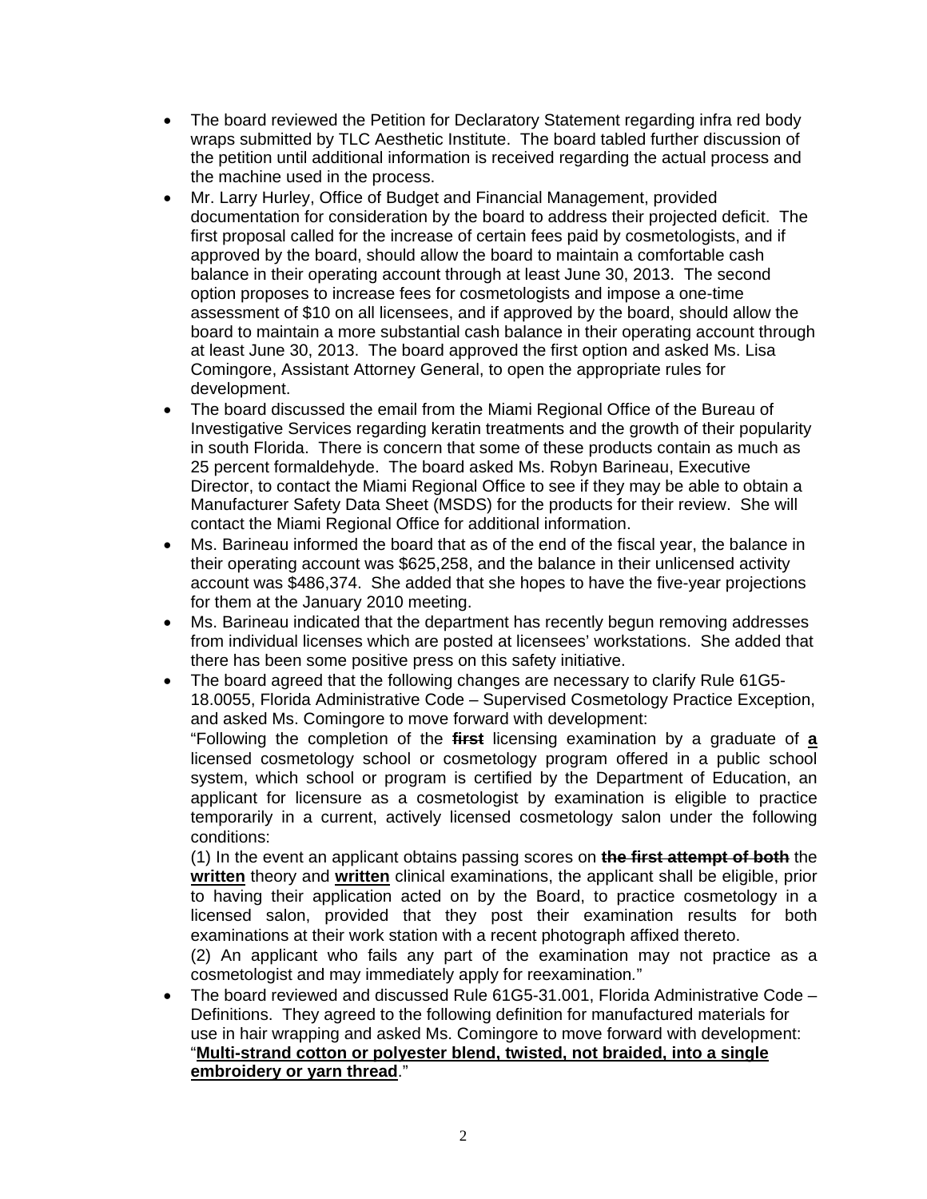- The board reviewed the Petition for Declaratory Statement regarding infra red body wraps submitted by TLC Aesthetic Institute. The board tabled further discussion of the petition until additional information is received regarding the actual process and the machine used in the process.
- Mr. Larry Hurley, Office of Budget and Financial Management, provided documentation for consideration by the board to address their projected deficit. The first proposal called for the increase of certain fees paid by cosmetologists, and if approved by the board, should allow the board to maintain a comfortable cash balance in their operating account through at least June 30, 2013. The second option proposes to increase fees for cosmetologists and impose a one-time assessment of $10 on all licensees, and if approved by the board, should allow the board to maintain a more substantial cash balance in their operating account through at least June 30, 2013. The board approved the first option and asked Ms. Lisa Comingore, Assistant Attorney General, to open the appropriate rules for development.
- The board discussed the email from the Miami Regional Office of the Bureau of Investigative Services regarding keratin treatments and the growth of their popularity in south Florida. There is concern that some of these products contain as much as 25 percent formaldehyde. The board asked Ms. Robyn Barineau, Executive Director, to contact the Miami Regional Office to see if they may be able to obtain a Manufacturer Safety Data Sheet (MSDS) for the products for their review. She will contact the Miami Regional Office for additional information.
- Ms. Barineau informed the board that as of the end of the fiscal year, the balance in their operating account was $625,258, and the balance in their unlicensed activity account was $486,374. She added that she hopes to have the five-year projections for them at the January 2010 meeting.
- Ms. Barineau indicated that the department has recently begun removing addresses from individual licenses which are posted at licensees' workstations. She added that there has been some positive press on this safety initiative.
- The board agreed that the following changes are necessary to clarify Rule 61G5-18.0055, Florida Administrative Code – Supervised Cosmetology Practice Exception, and asked Ms. Comingore to move forward with development:
  "Following the completion of the ~~**first**~~ licensing examination by a graduate of **a** licensed cosmetology school or cosmetology program offered in a public school system, which school or program is certified by the Department of Education, an applicant for licensure as a cosmetologist by examination is eligible to practice temporarily in a current, actively licensed cosmetology salon under the following conditions:
  (1) In the event an applicant obtains passing scores on ~~**the first attempt of both**~~ the **written** theory and **written** clinical examinations, the applicant shall be eligible, prior to having their application acted on by the Board, to practice cosmetology in a licensed salon, provided that they post their examination results for both examinations at their work station with a recent photograph affixed thereto.
  (2) An applicant who fails any part of the examination may not practice as a cosmetologist and may immediately apply for reexamination."
- The board reviewed and discussed Rule 61G5-31.001, Florida Administrative Code – Definitions. They agreed to the following definition for manufactured materials for use in hair wrapping and asked Ms. Comingore to move forward with development: "**Multi-strand cotton or polyester blend, twisted, not braided, into a single embroidery or yarn thread**."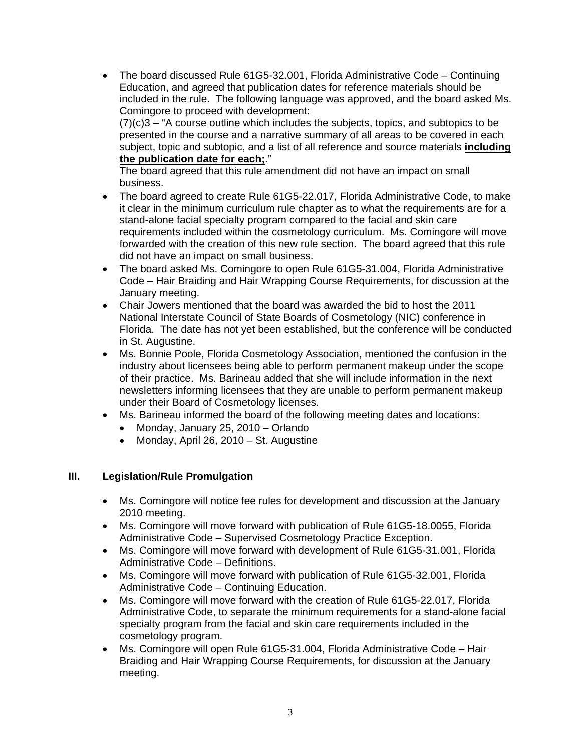- The board discussed Rule 61G5-32.001, Florida Administrative Code – Continuing Education, and agreed that publication dates for reference materials should be included in the rule. The following language was approved, and the board asked Ms. Comingore to proceed with development:
  (7)(c)3 – "A course outline which includes the subjects, topics, and subtopics to be presented in the course and a narrative summary of all areas to be covered in each subject, topic and subtopic, and a list of all reference and source materials **<u>including the publication date for each;</u>**."
  The board agreed that this rule amendment did not have an impact on small business.
- The board agreed to create Rule 61G5-22.017, Florida Administrative Code, to make it clear in the minimum curriculum rule chapter as to what the requirements are for a stand-alone facial specialty program compared to the facial and skin care requirements included within the cosmetology curriculum. Ms. Comingore will move forwarded with the creation of this new rule section. The board agreed that this rule did not have an impact on small business.
- The board asked Ms. Comingore to open Rule 61G5-31.004, Florida Administrative Code – Hair Braiding and Hair Wrapping Course Requirements, for discussion at the January meeting.
- Chair Jowers mentioned that the board was awarded the bid to host the 2011 National Interstate Council of State Boards of Cosmetology (NIC) conference in Florida. The date has not yet been established, but the conference will be conducted in St. Augustine.
- Ms. Bonnie Poole, Florida Cosmetology Association, mentioned the confusion in the industry about licensees being able to perform permanent makeup under the scope of their practice. Ms. Barineau added that she will include information in the next newsletters informing licensees that they are unable to perform permanent makeup under their Board of Cosmetology licenses.
- Ms. Barineau informed the board of the following meeting dates and locations:
  - Monday, January 25, 2010 – Orlando
  - Monday, April 26, 2010 – St. Augustine

## III. Legislation/Rule Promulgation

- Ms. Comingore will notice fee rules for development and discussion at the January 2010 meeting.
- Ms. Comingore will move forward with publication of Rule 61G5-18.0055, Florida Administrative Code – Supervised Cosmetology Practice Exception.
- Ms. Comingore will move forward with development of Rule 61G5-31.001, Florida Administrative Code – Definitions.
- Ms. Comingore will move forward with publication of Rule 61G5-32.001, Florida Administrative Code – Continuing Education.
- Ms. Comingore will move forward with the creation of Rule 61G5-22.017, Florida Administrative Code, to separate the minimum requirements for a stand-alone facial specialty program from the facial and skin care requirements included in the cosmetology program.
- Ms. Comingore will open Rule 61G5-31.004, Florida Administrative Code – Hair Braiding and Hair Wrapping Course Requirements, for discussion at the January meeting.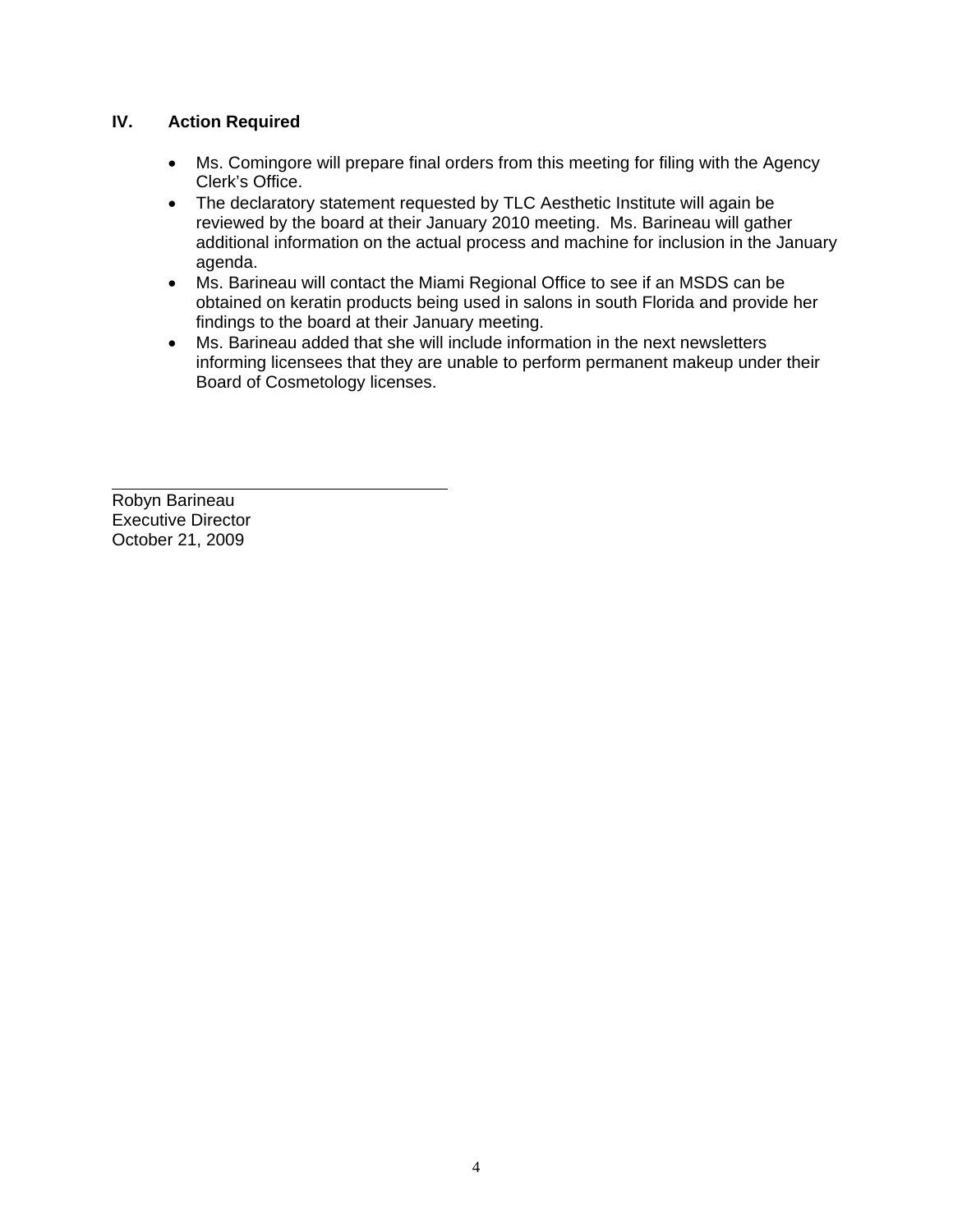## IV. Action Required

- Ms. Comingore will prepare final orders from this meeting for filing with the Agency Clerk's Office.
- The declaratory statement requested by TLC Aesthetic Institute will again be reviewed by the board at their January 2010 meeting. Ms. Barineau will gather additional information on the actual process and machine for inclusion in the January agenda.
- Ms. Barineau will contact the Miami Regional Office to see if an MSDS can be obtained on keratin products being used in salons in south Florida and provide her findings to the board at their January meeting.
- Ms. Barineau added that she will include information in the next newsletters informing licensees that they are unable to perform permanent makeup under their Board of Cosmetology licenses.

\_\_\_\_\_\_\_\_\_\_\_\_\_\_\_\_\_\_\_\_\_\_\_\_\_\_\_\_\_\_\_\_\_\_\_\_

Robyn Barineau  
Executive Director  
October 21, 2009